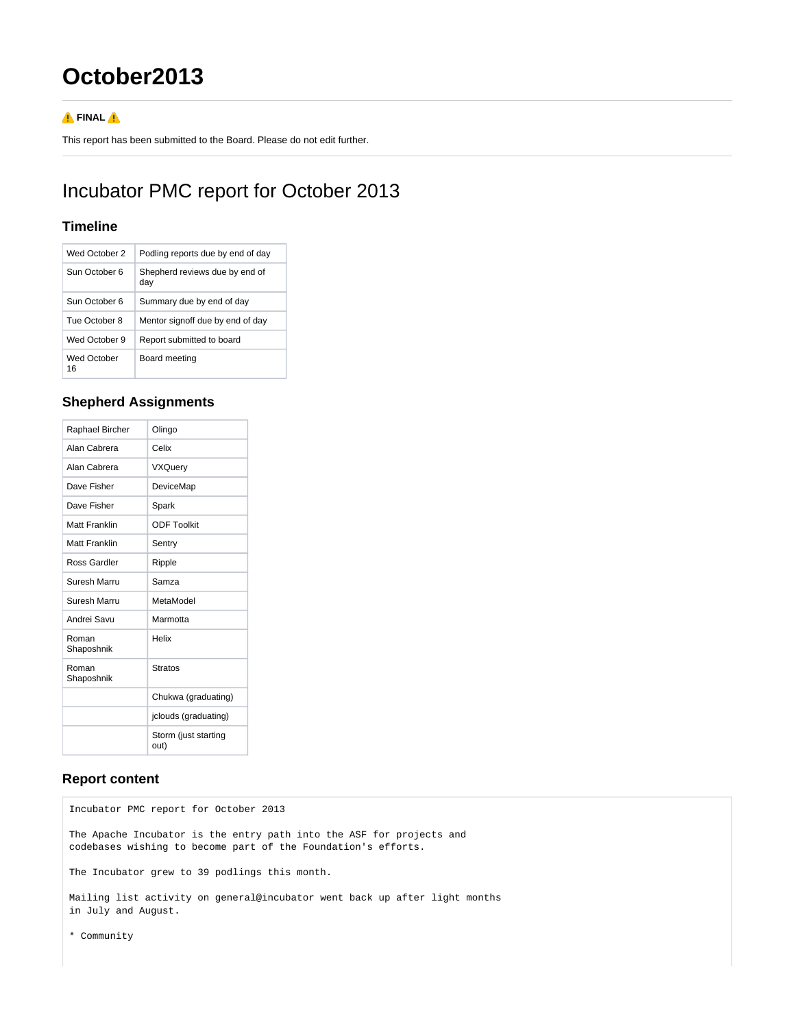# October2013

⚠️ **FINAL** ⚠️

This report has been submitted to the Board. Please do not edit further.

---

# Incubator PMC report for October 2013

### Timeline

| | |
|---|---|
| Wed October 2 | Podling reports due by end of day |
| Sun October 6 | Shepherd reviews due by end of day |
| Sun October 6 | Summary due by end of day |
| Tue October 8 | Mentor signoff due by end of day |
| Wed October 9 | Report submitted to board |
| Wed October 16 | Board meeting |

### Shepherd Assignments

| | |
|---|---|
| Raphael Bircher | Olingo |
| Alan Cabrera | Celix |
| Alan Cabrera | VXQuery |
| Dave Fisher | DeviceMap |
| Dave Fisher | Spark |
| Matt Franklin | ODF Toolkit |
| Matt Franklin | Sentry |
| Ross Gardler | Ripple |
| Suresh Marru | Samza |
| Suresh Marru | MetaModel |
| Andrei Savu | Marmotta |
| Roman Shaposhnik | Helix |
| Roman Shaposhnik | Stratos |
| | Chukwa (graduating) |
| | jclouds (graduating) |
| | Storm (just starting out) |

### Report content

```
Incubator PMC report for October 2013

The Apache Incubator is the entry path into the ASF for projects and
codebases wishing to become part of the Foundation's efforts.

The Incubator grew to 39 podlings this month.

Mailing list activity on general@incubator went back up after light months
in July and August.

* Community
```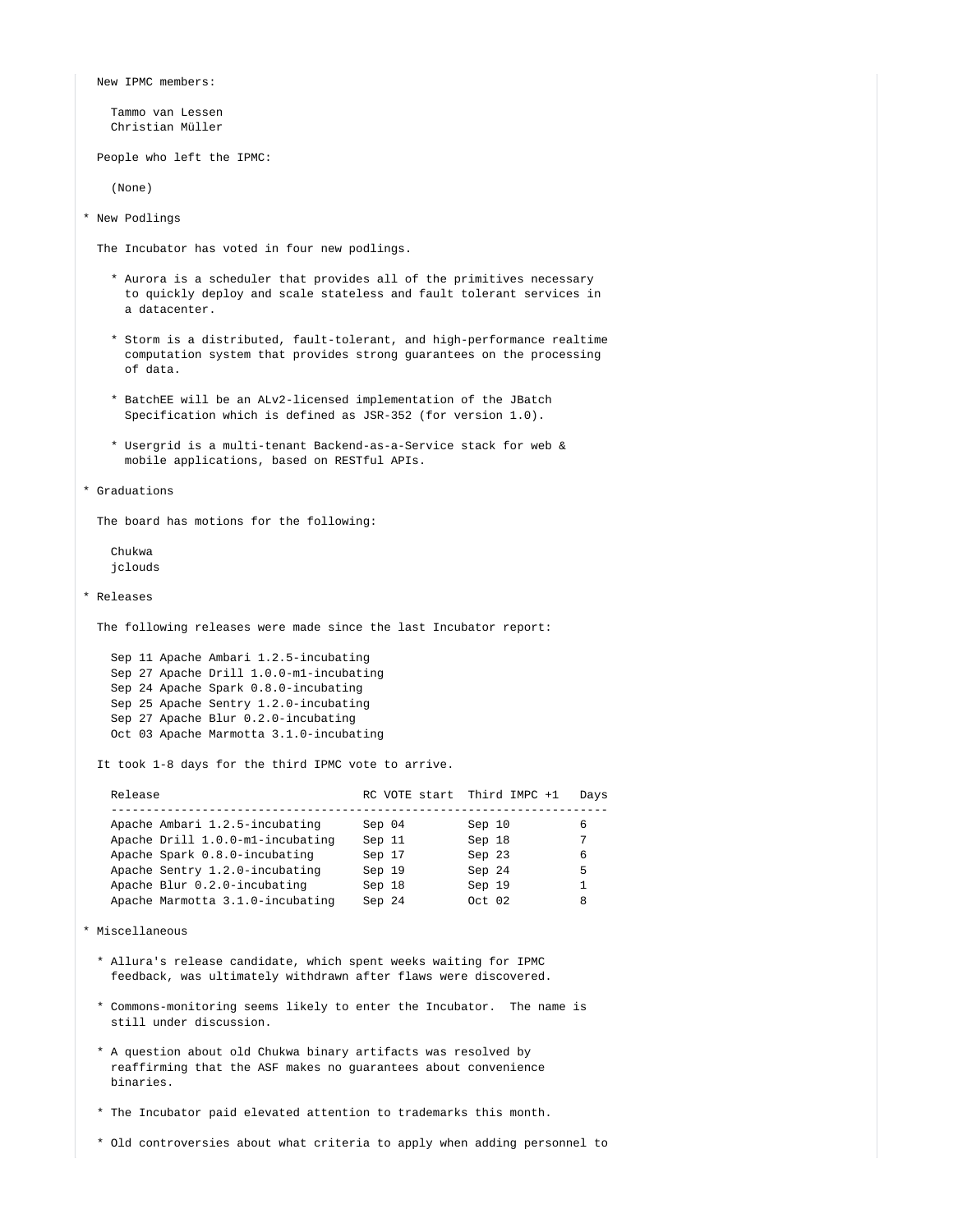New IPMC members:

Tammo van Lessen
Christian Müller

People who left the IPMC:

(None)

* New Podlings

  The Incubator has voted in four new podlings.

  * Aurora is a scheduler that provides all of the primitives necessary to quickly deploy and scale stateless and fault tolerant services in a datacenter.

  * Storm is a distributed, fault-tolerant, and high-performance realtime computation system that provides strong guarantees on the processing of data.

  * BatchEE will be an ALv2-licensed implementation of the JBatch Specification which is defined as JSR-352 (for version 1.0).

  * Usergrid is a multi-tenant Backend-as-a-Service stack for web & mobile applications, based on RESTful APIs.

* Graduations

  The board has motions for the following:

  Chukwa
  jclouds

* Releases

  The following releases were made since the last Incubator report:

  Sep 11 Apache Ambari 1.2.5-incubating
  Sep 27 Apache Drill 1.0.0-m1-incubating
  Sep 24 Apache Spark 0.8.0-incubating
  Sep 25 Apache Sentry 1.2.0-incubating
  Sep 27 Apache Blur 0.2.0-incubating
  Oct 03 Apache Marmotta 3.1.0-incubating

  It took 1-8 days for the third IPMC vote to arrive.

| Release | RC VOTE start | Third IMPC +1 | Days |
|---|---|---|---|
| Apache Ambari 1.2.5-incubating | Sep 04 | Sep 10 | 6 |
| Apache Drill 1.0.0-m1-incubating | Sep 11 | Sep 18 | 7 |
| Apache Spark 0.8.0-incubating | Sep 17 | Sep 23 | 6 |
| Apache Sentry 1.2.0-incubating | Sep 19 | Sep 24 | 5 |
| Apache Blur 0.2.0-incubating | Sep 18 | Sep 19 | 1 |
| Apache Marmotta 3.1.0-incubating | Sep 24 | Oct 02 | 8 |

* Miscellaneous

  * Allura's release candidate, which spent weeks waiting for IPMC feedback, was ultimately withdrawn after flaws were discovered.

  * Commons-monitoring seems likely to enter the Incubator. The name is still under discussion.

  * A question about old Chukwa binary artifacts was resolved by reaffirming that the ASF makes no guarantees about convenience binaries.

  * The Incubator paid elevated attention to trademarks this month.

  * Old controversies about what criteria to apply when adding personnel to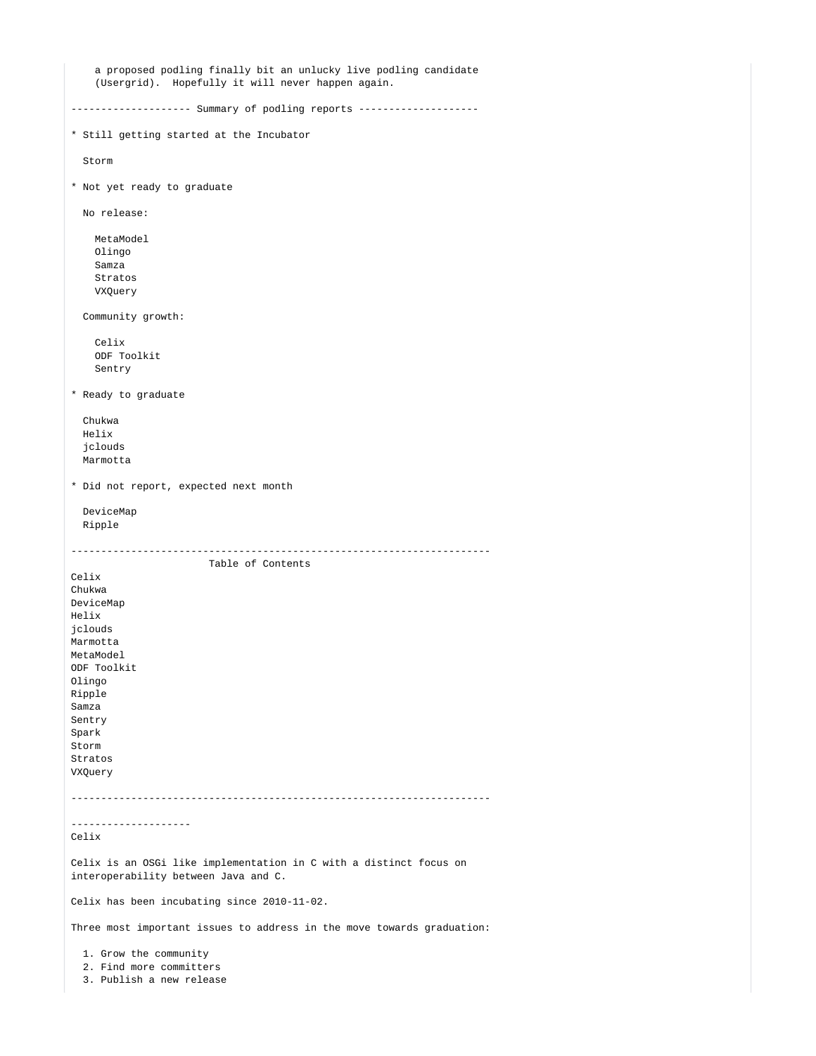```
    a proposed podling finally bit an unlucky live podling candidate
    (Usergrid).  Hopefully it will never happen again.

-------------------- Summary of podling reports --------------------

* Still getting started at the Incubator

  Storm

* Not yet ready to graduate

  No release:

    MetaModel
    Olingo
    Samza
    Stratos
    VXQuery

  Community growth:

    Celix
    ODF Toolkit
    Sentry

* Ready to graduate

  Chukwa
  Helix
  jclouds
  Marmotta

* Did not report, expected next month

  DeviceMap
  Ripple

----------------------------------------------------------------------
                       Table of Contents
Celix
Chukwa
DeviceMap
Helix
jclouds
Marmotta
MetaModel
ODF Toolkit
Olingo
Ripple
Samza
Sentry
Spark
Storm
Stratos
VXQuery

----------------------------------------------------------------------

--------------------
Celix

Celix is an OSGi like implementation in C with a distinct focus on
interoperability between Java and C.

Celix has been incubating since 2010-11-02.

Three most important issues to address in the move towards graduation:

  1. Grow the community
  2. Find more committers
  3. Publish a new release
```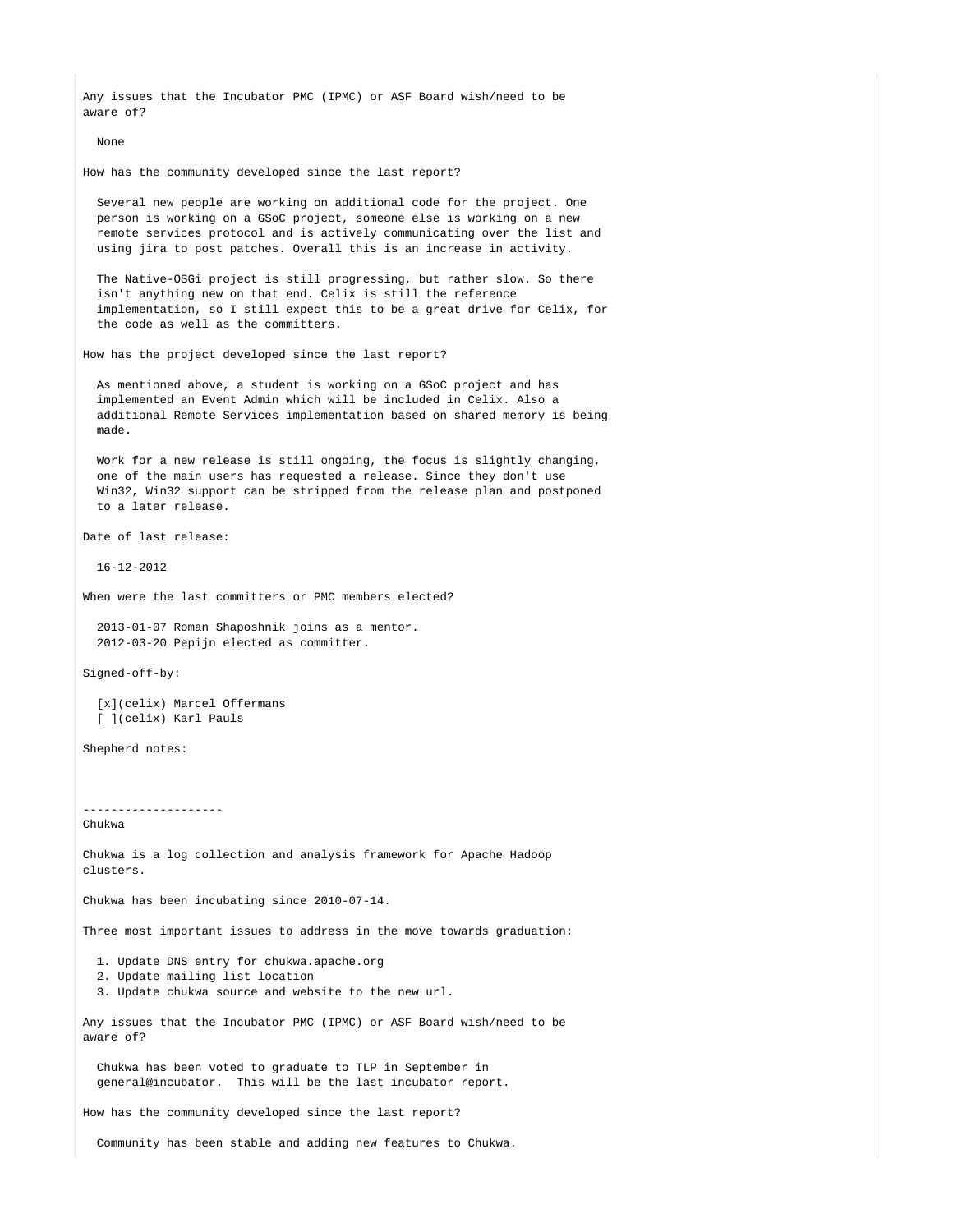Any issues that the Incubator PMC (IPMC) or ASF Board wish/need to be aware of?

None

How has the community developed since the last report?

Several new people are working on additional code for the project. One person is working on a GSoC project, someone else is working on a new remote services protocol and is actively communicating over the list and using jira to post patches. Overall this is an increase in activity.

The Native-OSGi project is still progressing, but rather slow. So there isn't anything new on that end. Celix is still the reference implementation, so I still expect this to be a great drive for Celix, for the code as well as the committers.

How has the project developed since the last report?

As mentioned above, a student is working on a GSoC project and has implemented an Event Admin which will be included in Celix. Also a additional Remote Services implementation based on shared memory is being made.

Work for a new release is still ongoing, the focus is slightly changing, one of the main users has requested a release. Since they don't use Win32, Win32 support can be stripped from the release plan and postponed to a later release.

Date of last release:

16-12-2012

When were the last committers or PMC members elected?

2013-01-07 Roman Shaposhnik joins as a mentor.
2012-03-20 Pepijn elected as committer.

Signed-off-by:

[x](celix) Marcel Offermans
[ ](celix) Karl Pauls

Shepherd notes:

--------------------

Chukwa

Chukwa is a log collection and analysis framework for Apache Hadoop clusters.

Chukwa has been incubating since 2010-07-14.

Three most important issues to address in the move towards graduation:

1. Update DNS entry for chukwa.apache.org
2. Update mailing list location
3. Update chukwa source and website to the new url.

Any issues that the Incubator PMC (IPMC) or ASF Board wish/need to be aware of?

Chukwa has been voted to graduate to TLP in September in general@incubator. This will be the last incubator report.

How has the community developed since the last report?

Community has been stable and adding new features to Chukwa.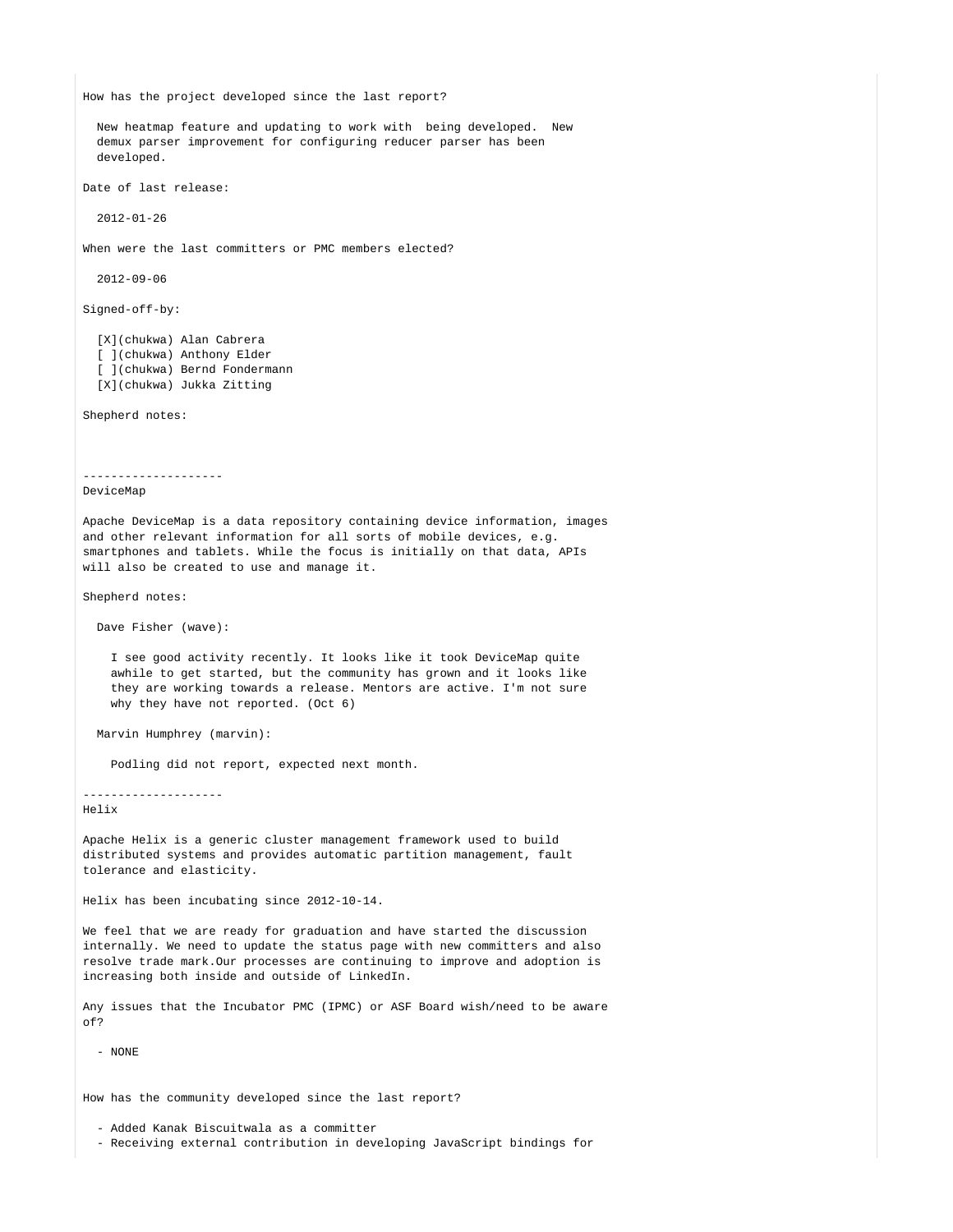How has the project developed since the last report?

  New heatmap feature and updating to work with  being developed.  New
  demux parser improvement for configuring reducer parser has been
  developed.

Date of last release:

  2012-01-26

When were the last committers or PMC members elected?

  2012-09-06

Signed-off-by:

  [X](chukwa) Alan Cabrera
  [ ](chukwa) Anthony Elder
  [ ](chukwa) Bernd Fondermann
  [X](chukwa) Jukka Zitting

Shepherd notes:

--------------------
DeviceMap

Apache DeviceMap is a data repository containing device information, images
and other relevant information for all sorts of mobile devices, e.g.
smartphones and tablets. While the focus is initially on that data, APIs
will also be created to use and manage it.

Shepherd notes:

  Dave Fisher (wave):

    I see good activity recently. It looks like it took DeviceMap quite
    awhile to get started, but the community has grown and it looks like
    they are working towards a release. Mentors are active. I'm not sure
    why they have not reported. (Oct 6)

  Marvin Humphrey (marvin):

    Podling did not report, expected next month.

--------------------
Helix

Apache Helix is a generic cluster management framework used to build
distributed systems and provides automatic partition management, fault
tolerance and elasticity.

Helix has been incubating since 2012-10-14.

We feel that we are ready for graduation and have started the discussion
internally. We need to update the status page with new committers and also
resolve trade mark.Our processes are continuing to improve and adoption is
increasing both inside and outside of LinkedIn.

Any issues that the Incubator PMC (IPMC) or ASF Board wish/need to be aware
of?

  - NONE

How has the community developed since the last report?

  - Added Kanak Biscuitwala as a committer
  - Receiving external contribution in developing JavaScript bindings for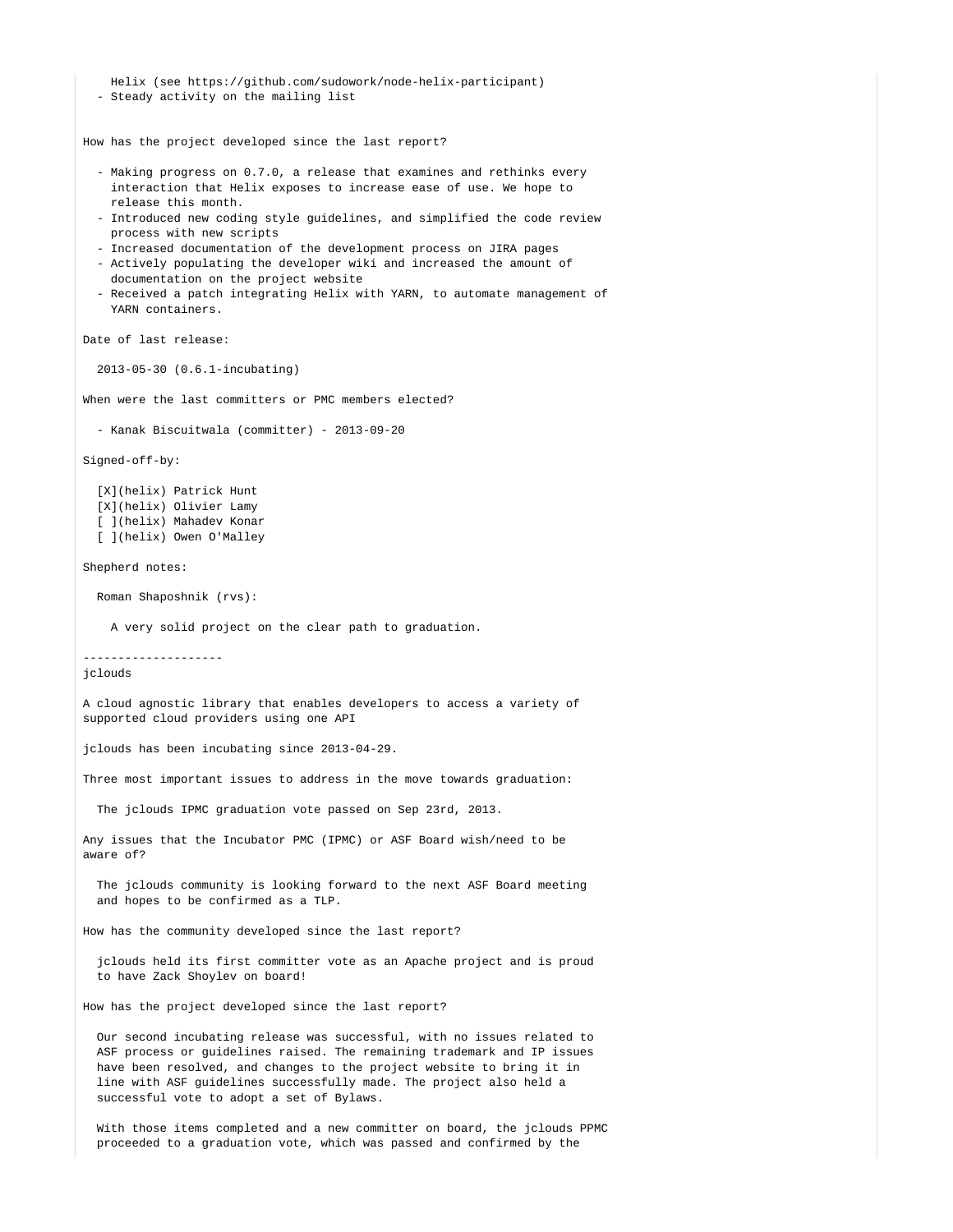Helix (see https://github.com/sudowork/node-helix-participant)
  - Steady activity on the mailing list

How has the project developed since the last report?

  - Making progress on 0.7.0, a release that examines and rethinks every
    interaction that Helix exposes to increase ease of use. We hope to
    release this month.
  - Introduced new coding style guidelines, and simplified the code review
    process with new scripts
  - Increased documentation of the development process on JIRA pages
  - Actively populating the developer wiki and increased the amount of
    documentation on the project website
  - Received a patch integrating Helix with YARN, to automate management of
    YARN containers.

Date of last release:

  2013-05-30 (0.6.1-incubating)

When were the last committers or PMC members elected?

  - Kanak Biscuitwala (committer) - 2013-09-20

Signed-off-by:

  [X](helix) Patrick Hunt
  [X](helix) Olivier Lamy
  [ ](helix) Mahadev Konar
  [ ](helix) Owen O'Malley

Shepherd notes:

  Roman Shaposhnik (rvs):

    A very solid project on the clear path to graduation.

--------------------
jclouds

A cloud agnostic library that enables developers to access a variety of
supported cloud providers using one API

jclouds has been incubating since 2013-04-29.

Three most important issues to address in the move towards graduation:

  The jclouds IPMC graduation vote passed on Sep 23rd, 2013.

Any issues that the Incubator PMC (IPMC) or ASF Board wish/need to be
aware of?

  The jclouds community is looking forward to the next ASF Board meeting
  and hopes to be confirmed as a TLP.

How has the community developed since the last report?

  jclouds held its first committer vote as an Apache project and is proud
  to have Zack Shoylev on board!

How has the project developed since the last report?

  Our second incubating release was successful, with no issues related to
  ASF process or guidelines raised. The remaining trademark and IP issues
  have been resolved, and changes to the project website to bring it in
  line with ASF guidelines successfully made. The project also held a
  successful vote to adopt a set of Bylaws.

  With those items completed and a new committer on board, the jclouds PPMC
  proceeded to a graduation vote, which was passed and confirmed by the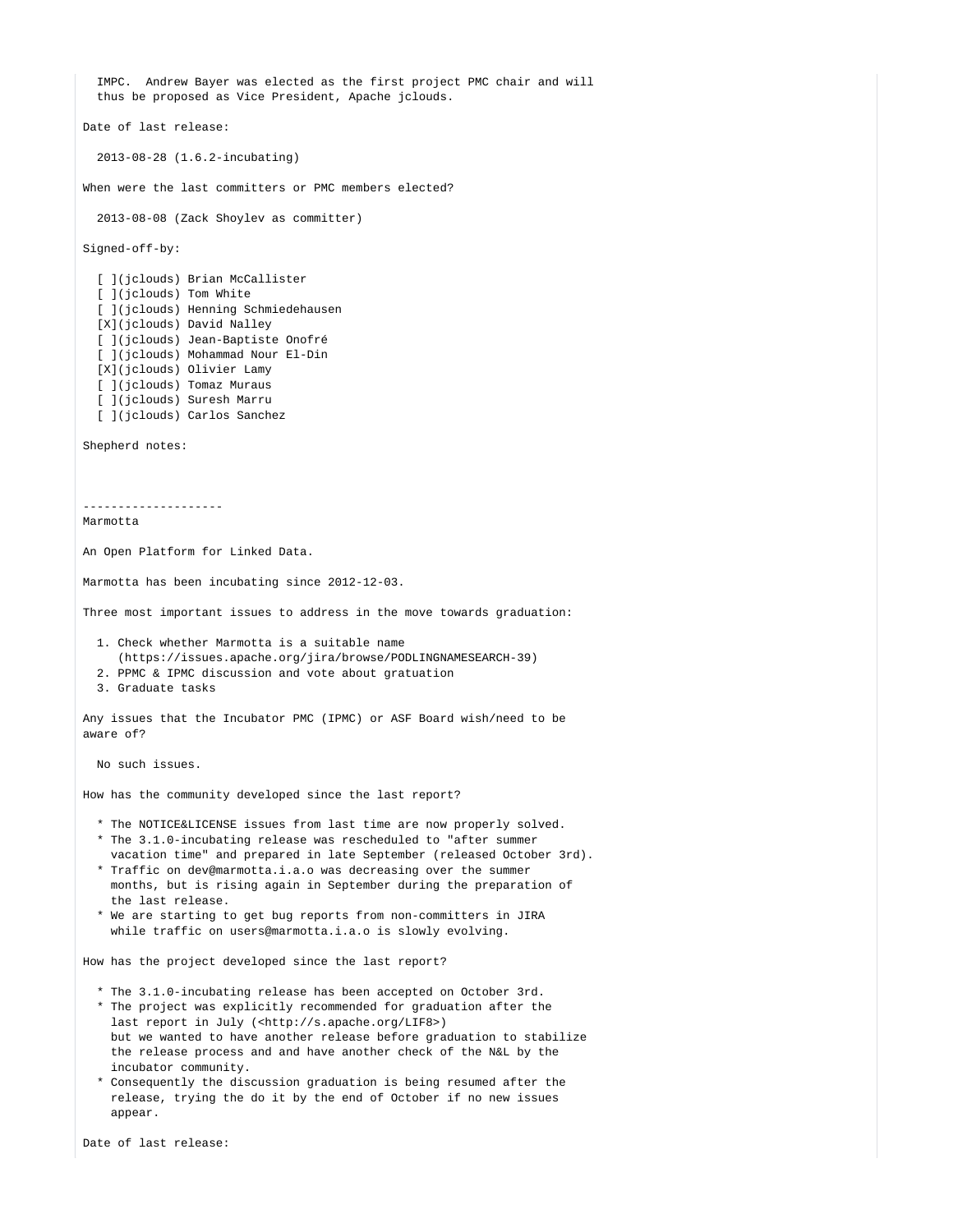IMPC.  Andrew Bayer was elected as the first project PMC chair and will
  thus be proposed as Vice President, Apache jclouds.

Date of last release:

  2013-08-28 (1.6.2-incubating)

When were the last committers or PMC members elected?

  2013-08-08 (Zack Shoylev as committer)

Signed-off-by:

```
  [ ](jclouds) Brian McCallister
  [ ](jclouds) Tom White
  [ ](jclouds) Henning Schmiedehausen
  [X](jclouds) David Nalley
  [ ](jclouds) Jean-Baptiste Onofré
  [ ](jclouds) Mohammad Nour El-Din
  [X](jclouds) Olivier Lamy
  [ ](jclouds) Tomaz Muraus
  [ ](jclouds) Suresh Marru
  [ ](jclouds) Carlos Sanchez
```

Shepherd notes:

--------------------
Marmotta

An Open Platform for Linked Data.

Marmotta has been incubating since 2012-12-03.

Three most important issues to address in the move towards graduation:

  1. Check whether Marmotta is a suitable name
     (https://issues.apache.org/jira/browse/PODLINGNAMESEARCH-39)
  2. PPMC & IPMC discussion and vote about gratuation
  3. Graduate tasks

Any issues that the Incubator PMC (IPMC) or ASF Board wish/need to be
aware of?

  No such issues.

How has the community developed since the last report?

  * The NOTICE&LICENSE issues from last time are now properly solved.
  * The 3.1.0-incubating release was rescheduled to "after summer
    vacation time" and prepared in late September (released October 3rd).
  * Traffic on dev@marmotta.i.a.o was decreasing over the summer
    months, but is rising again in September during the preparation of
    the last release.
  * We are starting to get bug reports from non-committers in JIRA
    while traffic on users@marmotta.i.a.o is slowly evolving.

How has the project developed since the last report?

  * The 3.1.0-incubating release has been accepted on October 3rd.
  * The project was explicitly recommended for graduation after the
    last report in July (<http://s.apache.org/LIF8>)
    but we wanted to have another release before graduation to stabilize
    the release process and and have another check of the N&L by the
    incubator community.
  * Consequently the discussion graduation is being resumed after the
    release, trying the do it by the end of October if no new issues
    appear.

Date of last release: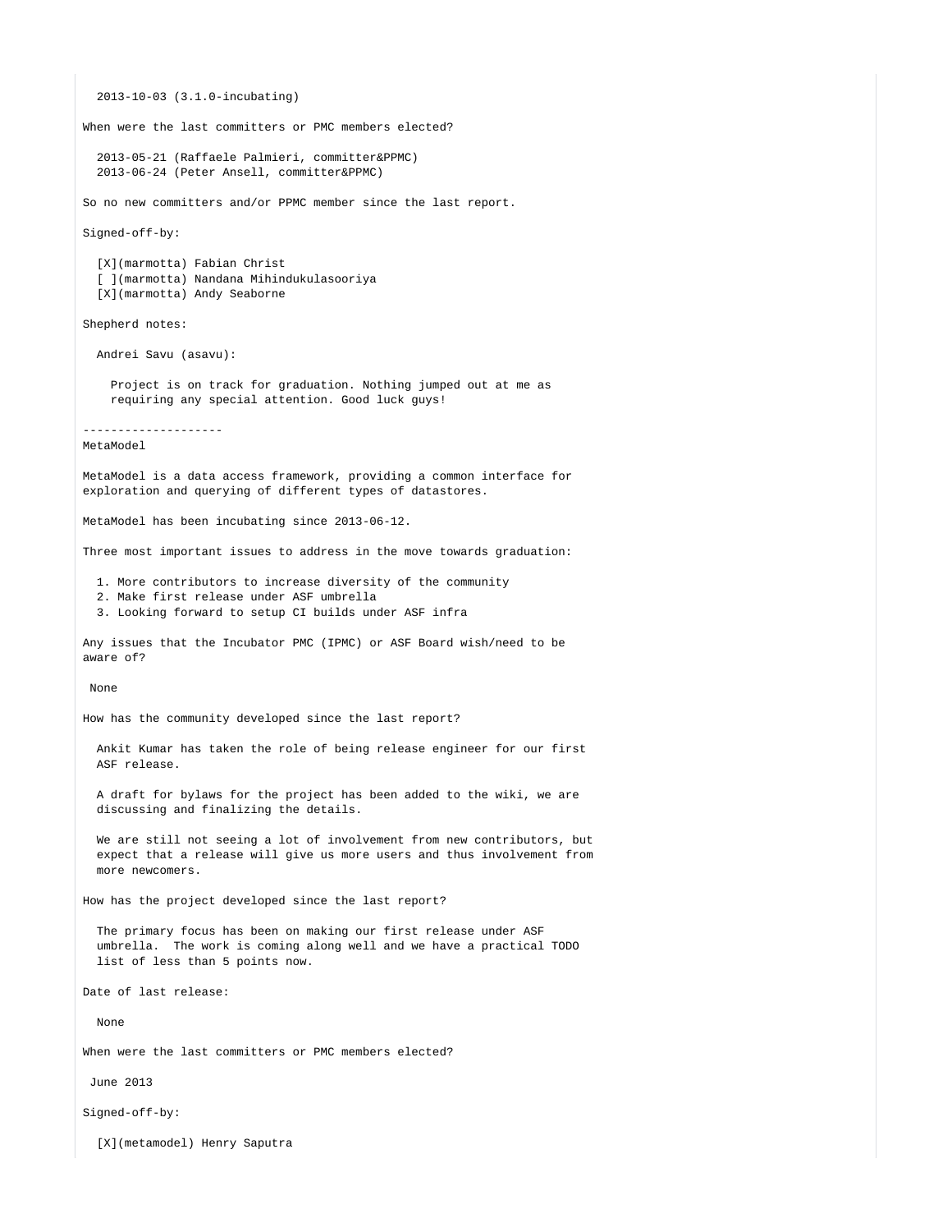2013-10-03 (3.1.0-incubating)

When were the last committers or PMC members elected?

2013-05-21 (Raffaele Palmieri, committer&PPMC)
2013-06-24 (Peter Ansell, committer&PPMC)

So no new committers and/or PPMC member since the last report.

Signed-off-by:

[X](marmotta) Fabian Christ
[ ](marmotta) Nandana Mihindukulasooriya
[X](marmotta) Andy Seaborne

Shepherd notes:

Andrei Savu (asavu):

Project is on track for graduation. Nothing jumped out at me as requiring any special attention. Good luck guys!

--------------------

MetaModel

MetaModel is a data access framework, providing a common interface for exploration and querying of different types of datastores.

MetaModel has been incubating since 2013-06-12.

Three most important issues to address in the move towards graduation:

1. More contributors to increase diversity of the community
2. Make first release under ASF umbrella
3. Looking forward to setup CI builds under ASF infra

Any issues that the Incubator PMC (IPMC) or ASF Board wish/need to be aware of?

None

How has the community developed since the last report?

Ankit Kumar has taken the role of being release engineer for our first ASF release.

A draft for bylaws for the project has been added to the wiki, we are discussing and finalizing the details.

We are still not seeing a lot of involvement from new contributors, but expect that a release will give us more users and thus involvement from more newcomers.

How has the project developed since the last report?

The primary focus has been on making our first release under ASF umbrella. The work is coming along well and we have a practical TODO list of less than 5 points now.

Date of last release:

None

When were the last committers or PMC members elected?

June 2013

Signed-off-by:

[X](metamodel) Henry Saputra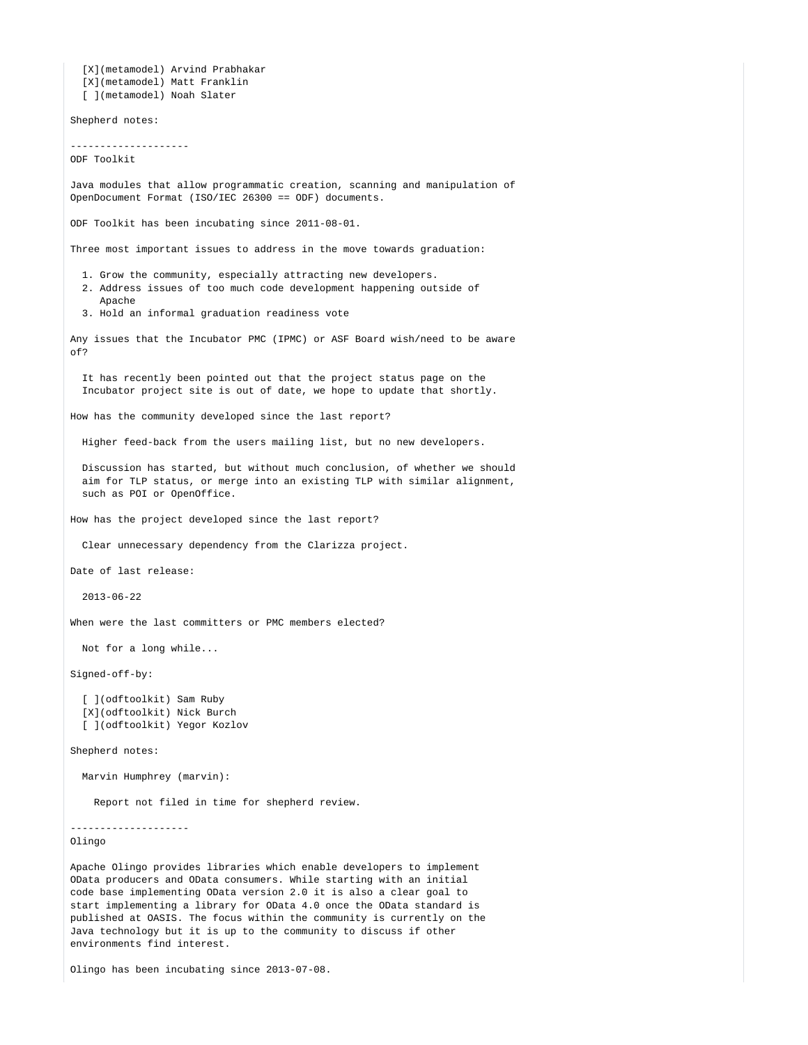[X](metamodel) Arvind Prabhakar
  [X](metamodel) Matt Franklin
  [ ](metamodel) Noah Slater

Shepherd notes:

--------------------
ODF Toolkit

Java modules that allow programmatic creation, scanning and manipulation of OpenDocument Format (ISO/IEC 26300 == ODF) documents.

ODF Toolkit has been incubating since 2011-08-01.

Three most important issues to address in the move towards graduation:

1. Grow the community, especially attracting new developers.
2. Address issues of too much code development happening outside of Apache
3. Hold an informal graduation readiness vote

Any issues that the Incubator PMC (IPMC) or ASF Board wish/need to be aware of?

  It has recently been pointed out that the project status page on the Incubator project site is out of date, we hope to update that shortly.

How has the community developed since the last report?

  Higher feed-back from the users mailing list, but no new developers.

  Discussion has started, but without much conclusion, of whether we should aim for TLP status, or merge into an existing TLP with similar alignment, such as POI or OpenOffice.

How has the project developed since the last report?

  Clear unnecessary dependency from the Clarizza project.

Date of last release:

  2013-06-22

When were the last committers or PMC members elected?

  Not for a long while...

Signed-off-by:

  [ ](odftoolkit) Sam Ruby
  [X](odftoolkit) Nick Burch
  [ ](odftoolkit) Yegor Kozlov

Shepherd notes:

  Marvin Humphrey (marvin):

    Report not filed in time for shepherd review.

--------------------
Olingo

Apache Olingo provides libraries which enable developers to implement OData producers and OData consumers. While starting with an initial code base implementing OData version 2.0 it is also a clear goal to start implementing a library for OData 4.0 once the OData standard is published at OASIS. The focus within the community is currently on the Java technology but it is up to the community to discuss if other environments find interest.

Olingo has been incubating since 2013-07-08.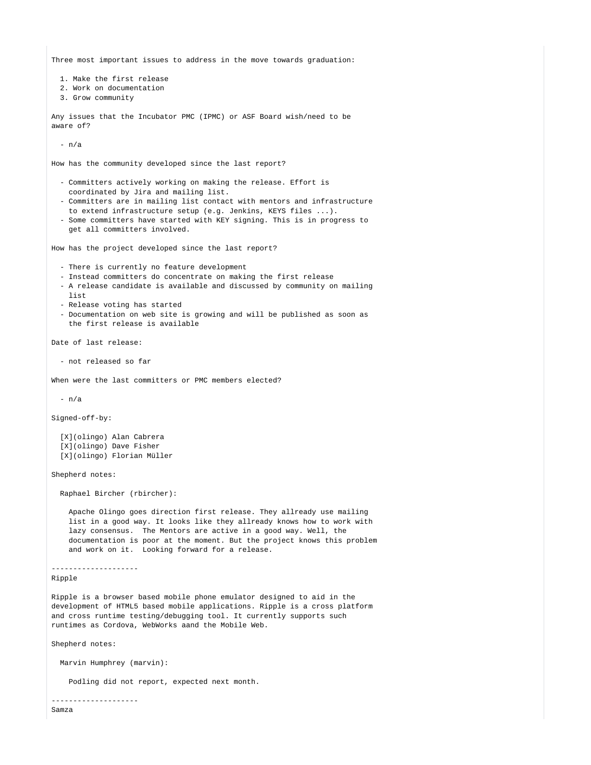Three most important issues to address in the move towards graduation:

1. Make the first release
2. Work on documentation
3. Grow community

Any issues that the Incubator PMC (IPMC) or ASF Board wish/need to be aware of?

- n/a

How has the community developed since the last report?

- Committers actively working on making the release. Effort is coordinated by Jira and mailing list.
- Committers are in mailing list contact with mentors and infrastructure to extend infrastructure setup (e.g. Jenkins, KEYS files ...).
- Some committers have started with KEY signing. This is in progress to get all committers involved.

How has the project developed since the last report?

- There is currently no feature development
- Instead committers do concentrate on making the first release
- A release candidate is available and discussed by community on mailing list
- Release voting has started
- Documentation on web site is growing and will be published as soon as the first release is available

Date of last release:

- not released so far

When were the last committers or PMC members elected?

- n/a

Signed-off-by:

[X](olingo) Alan Cabrera
[X](olingo) Dave Fisher
[X](olingo) Florian Müller

Shepherd notes:

Raphael Bircher (rbircher):

Apache Olingo goes direction first release. They allready use mailing list in a good way. It looks like they allready knows how to work with lazy consensus. The Mentors are active in a good way. Well, the documentation is poor at the moment. But the project knows this problem and work on it. Looking forward for a release.

--------------------

Ripple

Ripple is a browser based mobile phone emulator designed to aid in the development of HTML5 based mobile applications. Ripple is a cross platform and cross runtime testing/debugging tool. It currently supports such runtimes as Cordova, WebWorks aand the Mobile Web.

Shepherd notes:

Marvin Humphrey (marvin):

Podling did not report, expected next month.

--------------------

Samza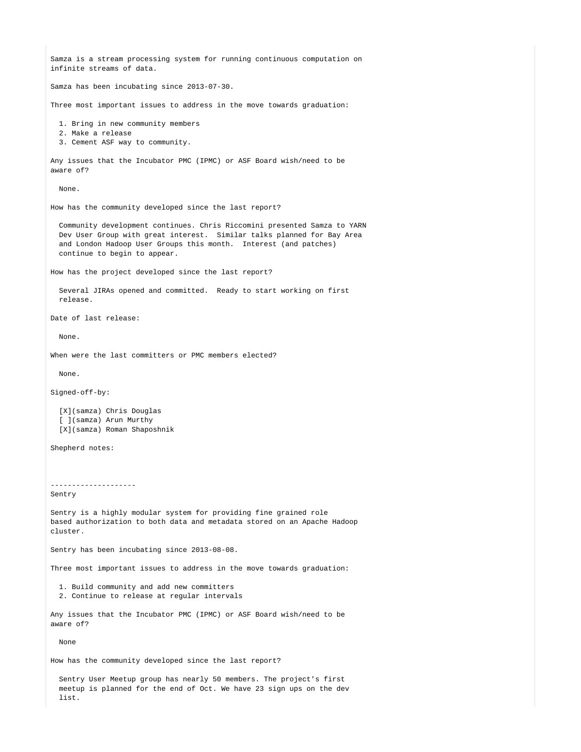Samza is a stream processing system for running continuous computation on infinite streams of data.

Samza has been incubating since 2013-07-30.

Three most important issues to address in the move towards graduation:

1. Bring in new community members
2. Make a release
3. Cement ASF way to community.

Any issues that the Incubator PMC (IPMC) or ASF Board wish/need to be aware of?

None.

How has the community developed since the last report?

Community development continues. Chris Riccomini presented Samza to YARN Dev User Group with great interest. Similar talks planned for Bay Area and London Hadoop User Groups this month. Interest (and patches) continue to begin to appear.

How has the project developed since the last report?

Several JIRAs opened and committed. Ready to start working on first release.

Date of last release:

None.

When were the last committers or PMC members elected?

None.

Signed-off-by:

[X](samza) Chris Douglas
[ ](samza) Arun Murthy
[X](samza) Roman Shaposhnik

Shepherd notes:

--------------------

Sentry

Sentry is a highly modular system for providing fine grained role based authorization to both data and metadata stored on an Apache Hadoop cluster.

Sentry has been incubating since 2013-08-08.

Three most important issues to address in the move towards graduation:

1. Build community and add new committers
2. Continue to release at regular intervals

Any issues that the Incubator PMC (IPMC) or ASF Board wish/need to be aware of?

None

How has the community developed since the last report?

Sentry User Meetup group has nearly 50 members. The project's first meetup is planned for the end of Oct. We have 23 sign ups on the dev list.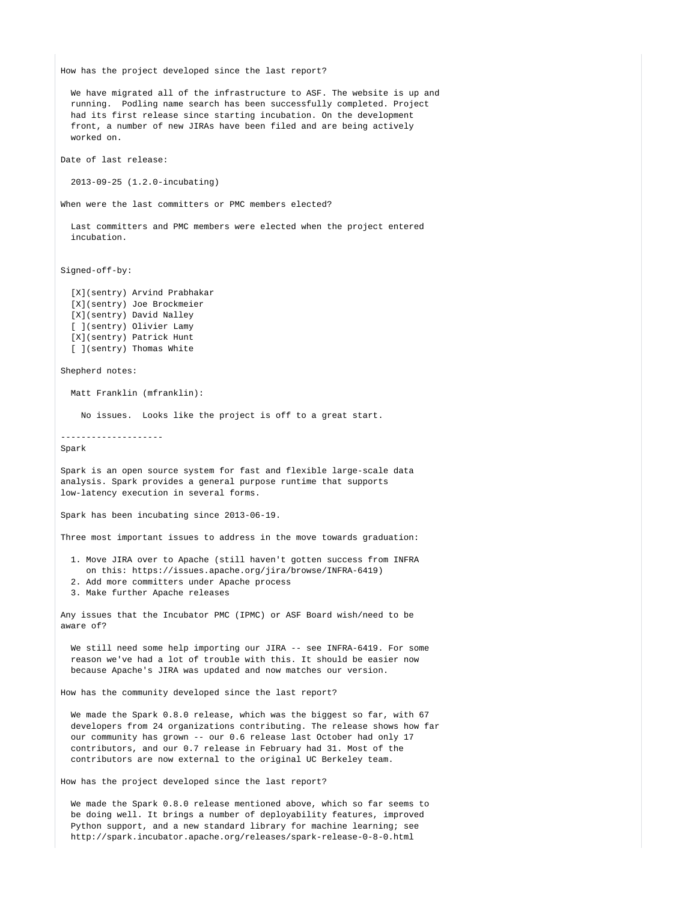How has the project developed since the last report?

We have migrated all of the infrastructure to ASF. The website is up and running. Podling name search has been successfully completed. Project had its first release since starting incubation. On the development front, a number of new JIRAs have been filed and are being actively worked on.

Date of last release:

2013-09-25 (1.2.0-incubating)

When were the last committers or PMC members elected?

Last committers and PMC members were elected when the project entered incubation.

Signed-off-by:

[X](sentry) Arvind Prabhakar
[X](sentry) Joe Brockmeier
[X](sentry) David Nalley
[ ](sentry) Olivier Lamy
[X](sentry) Patrick Hunt
[ ](sentry) Thomas White

Shepherd notes:

Matt Franklin (mfranklin):

No issues. Looks like the project is off to a great start.

--------------------

Spark

Spark is an open source system for fast and flexible large-scale data analysis. Spark provides a general purpose runtime that supports low-latency execution in several forms.

Spark has been incubating since 2013-06-19.

Three most important issues to address in the move towards graduation:

1. Move JIRA over to Apache (still haven't gotten success from INFRA on this: https://issues.apache.org/jira/browse/INFRA-6419)
2. Add more committers under Apache process
3. Make further Apache releases

Any issues that the Incubator PMC (IPMC) or ASF Board wish/need to be aware of?

We still need some help importing our JIRA -- see INFRA-6419. For some reason we've had a lot of trouble with this. It should be easier now because Apache's JIRA was updated and now matches our version.

How has the community developed since the last report?

We made the Spark 0.8.0 release, which was the biggest so far, with 67 developers from 24 organizations contributing. The release shows how far our community has grown -- our 0.6 release last October had only 17 contributors, and our 0.7 release in February had 31. Most of the contributors are now external to the original UC Berkeley team.

How has the project developed since the last report?

We made the Spark 0.8.0 release mentioned above, which so far seems to be doing well. It brings a number of deployability features, improved Python support, and a new standard library for machine learning; see http://spark.incubator.apache.org/releases/spark-release-0-8-0.html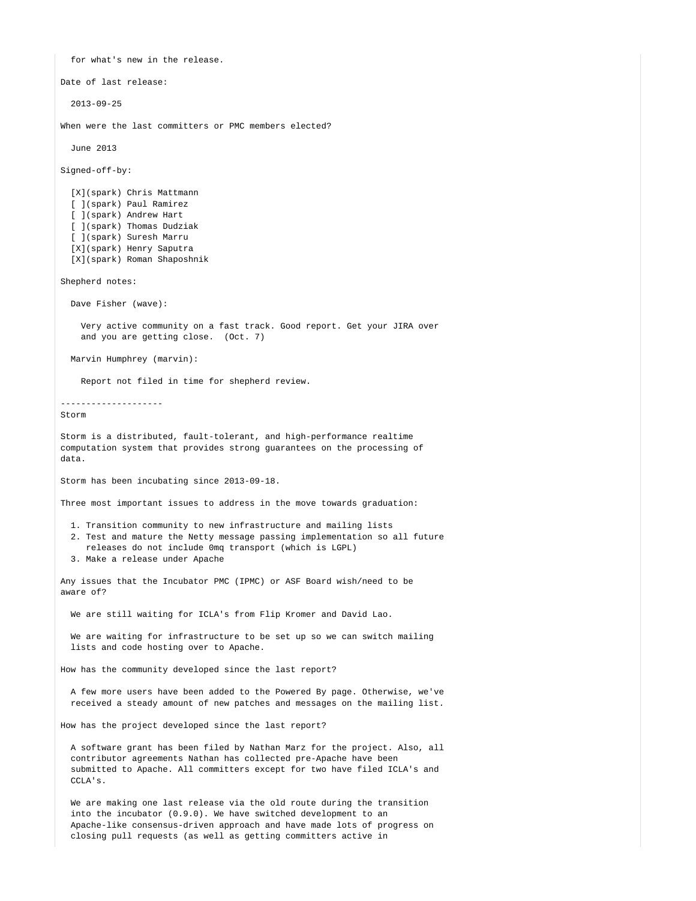for what's new in the release.

Date of last release:

2013-09-25

When were the last committers or PMC members elected?

June 2013

Signed-off-by:

[X](spark) Chris Mattmann
[ ](spark) Paul Ramirez
[ ](spark) Andrew Hart
[ ](spark) Thomas Dudziak
[ ](spark) Suresh Marru
[X](spark) Henry Saputra
[X](spark) Roman Shaposhnik

Shepherd notes:

Dave Fisher (wave):

Very active community on a fast track. Good report. Get your JIRA over and you are getting close. (Oct. 7)

Marvin Humphrey (marvin):

Report not filed in time for shepherd review.

--------------------
Storm

Storm is a distributed, fault-tolerant, and high-performance realtime computation system that provides strong guarantees on the processing of data.

Storm has been incubating since 2013-09-18.

Three most important issues to address in the move towards graduation:

1. Transition community to new infrastructure and mailing lists
2. Test and mature the Netty message passing implementation so all future releases do not include 0mq transport (which is LGPL)
3. Make a release under Apache

Any issues that the Incubator PMC (IPMC) or ASF Board wish/need to be aware of?

We are still waiting for ICLA's from Flip Kromer and David Lao.

We are waiting for infrastructure to be set up so we can switch mailing lists and code hosting over to Apache.

How has the community developed since the last report?

A few more users have been added to the Powered By page. Otherwise, we've received a steady amount of new patches and messages on the mailing list.

How has the project developed since the last report?

A software grant has been filed by Nathan Marz for the project. Also, all contributor agreements Nathan has collected pre-Apache have been submitted to Apache. All committers except for two have filed ICLA's and CCLA's.

We are making one last release via the old route during the transition into the incubator (0.9.0). We have switched development to an Apache-like consensus-driven approach and have made lots of progress on closing pull requests (as well as getting committers active in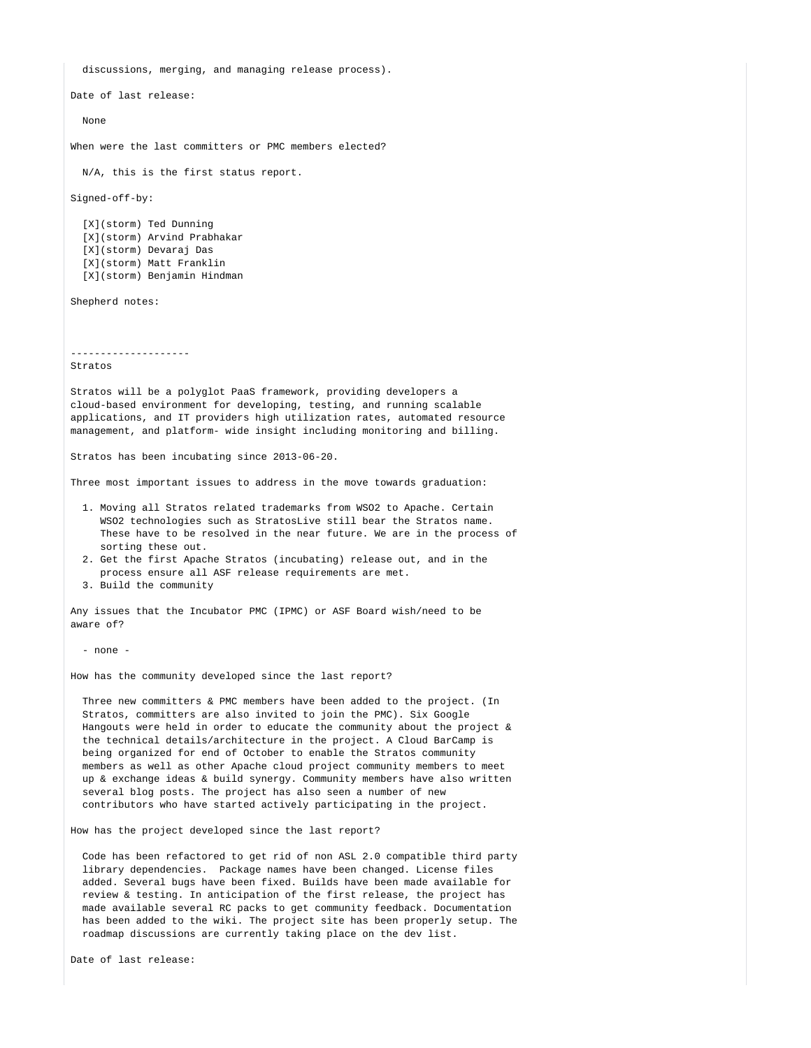discussions, merging, and managing release process).

Date of last release:

None

When were the last committers or PMC members elected?

N/A, this is the first status report.

Signed-off-by:

[X](storm) Ted Dunning
[X](storm) Arvind Prabhakar
[X](storm) Devaraj Das
[X](storm) Matt Franklin
[X](storm) Benjamin Hindman

Shepherd notes:

--------------------

Stratos

Stratos will be a polyglot PaaS framework, providing developers a cloud-based environment for developing, testing, and running scalable applications, and IT providers high utilization rates, automated resource management, and platform- wide insight including monitoring and billing.

Stratos has been incubating since 2013-06-20.

Three most important issues to address in the move towards graduation:

1. Moving all Stratos related trademarks from WSO2 to Apache. Certain WSO2 technologies such as StratosLive still bear the Stratos name. These have to be resolved in the near future. We are in the process of sorting these out.
2. Get the first Apache Stratos (incubating) release out, and in the process ensure all ASF release requirements are met.
3. Build the community

Any issues that the Incubator PMC (IPMC) or ASF Board wish/need to be aware of?

- none -

How has the community developed since the last report?

Three new committers & PMC members have been added to the project. (In Stratos, committers are also invited to join the PMC). Six Google Hangouts were held in order to educate the community about the project & the technical details/architecture in the project. A Cloud BarCamp is being organized for end of October to enable the Stratos community members as well as other Apache cloud project community members to meet up & exchange ideas & build synergy. Community members have also written several blog posts. The project has also seen a number of new contributors who have started actively participating in the project.

How has the project developed since the last report?

Code has been refactored to get rid of non ASL 2.0 compatible third party library dependencies. Package names have been changed. License files added. Several bugs have been fixed. Builds have been made available for review & testing. In anticipation of the first release, the project has made available several RC packs to get community feedback. Documentation has been added to the wiki. The project site has been properly setup. The roadmap discussions are currently taking place on the dev list.

Date of last release: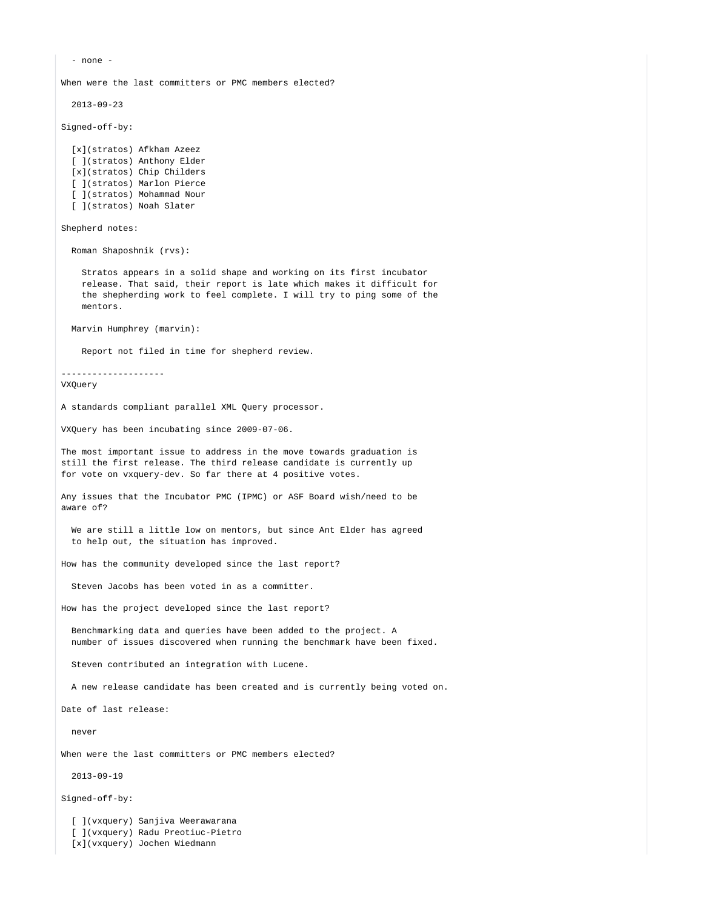- none -

When were the last committers or PMC members elected?

  2013-09-23

Signed-off-by:

  [x](stratos) Afkham Azeez
  [ ](stratos) Anthony Elder
  [x](stratos) Chip Childers
  [ ](stratos) Marlon Pierce
  [ ](stratos) Mohammad Nour
  [ ](stratos) Noah Slater

Shepherd notes:

  Roman Shaposhnik (rvs):

    Stratos appears in a solid shape and working on its first incubator release. That said, their report is late which makes it difficult for the shepherding work to feel complete. I will try to ping some of the mentors.

  Marvin Humphrey (marvin):

    Report not filed in time for shepherd review.

--------------------
VXQuery

A standards compliant parallel XML Query processor.

VXQuery has been incubating since 2009-07-06.

The most important issue to address in the move towards graduation is still the first release. The third release candidate is currently up for vote on vxquery-dev. So far there at 4 positive votes.

Any issues that the Incubator PMC (IPMC) or ASF Board wish/need to be aware of?

  We are still a little low on mentors, but since Ant Elder has agreed to help out, the situation has improved.

How has the community developed since the last report?

  Steven Jacobs has been voted in as a committer.

How has the project developed since the last report?

  Benchmarking data and queries have been added to the project. A number of issues discovered when running the benchmark have been fixed.

  Steven contributed an integration with Lucene.

  A new release candidate has been created and is currently being voted on.

Date of last release:

  never

When were the last committers or PMC members elected?

  2013-09-19

Signed-off-by:

  [ ](vxquery) Sanjiva Weerawarana
  [ ](vxquery) Radu Preotiuc-Pietro
  [x](vxquery) Jochen Wiedmann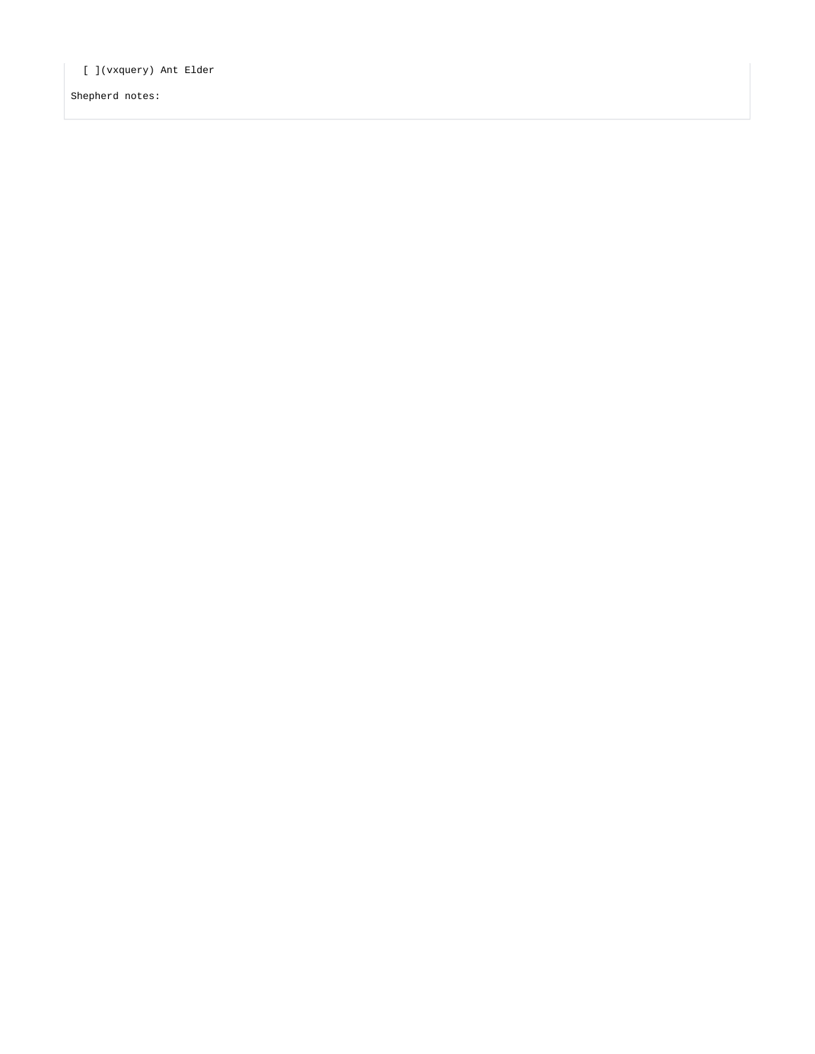[ ](vxquery) Ant Elder

Shepherd notes: